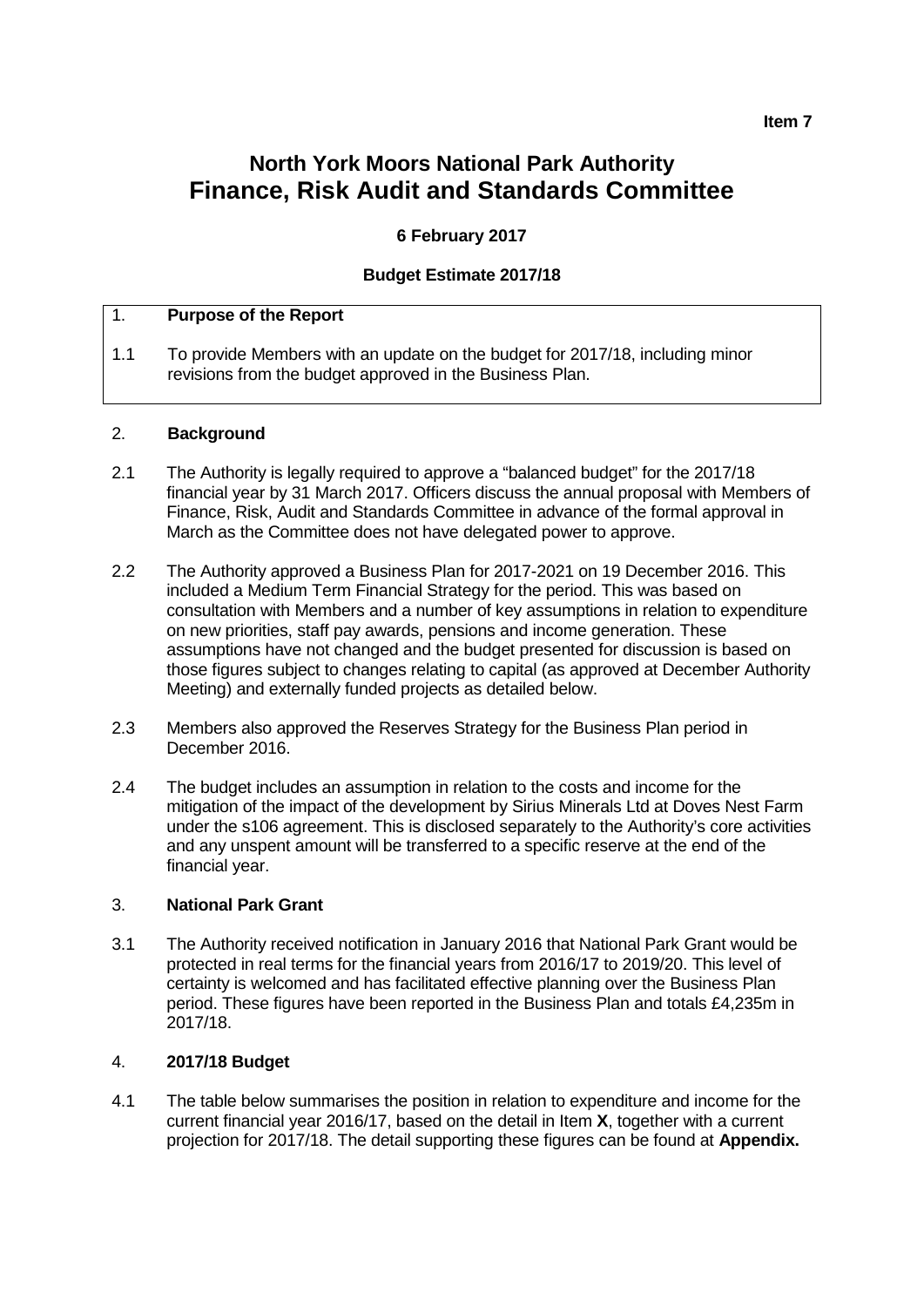**Item 7**

# North York Moors National Park Authority
# Finance, Risk Audit and Standards Committee

**6 February 2017**

**Budget Estimate 2017/18**

## 1. Purpose of the Report

1.1 To provide Members with an update on the budget for 2017/18, including minor revisions from the budget approved in the Business Plan.

## 2. Background

2.1 The Authority is legally required to approve a "balanced budget" for the 2017/18 financial year by 31 March 2017. Officers discuss the annual proposal with Members of Finance, Risk, Audit and Standards Committee in advance of the formal approval in March as the Committee does not have delegated power to approve.

2.2 The Authority approved a Business Plan for 2017-2021 on 19 December 2016. This included a Medium Term Financial Strategy for the period. This was based on consultation with Members and a number of key assumptions in relation to expenditure on new priorities, staff pay awards, pensions and income generation. These assumptions have not changed and the budget presented for discussion is based on those figures subject to changes relating to capital (as approved at December Authority Meeting) and externally funded projects as detailed below.

2.3 Members also approved the Reserves Strategy for the Business Plan period in December 2016.

2.4 The budget includes an assumption in relation to the costs and income for the mitigation of the impact of the development by Sirius Minerals Ltd at Doves Nest Farm under the s106 agreement. This is disclosed separately to the Authority's core activities and any unspent amount will be transferred to a specific reserve at the end of the financial year.

## 3. National Park Grant

3.1 The Authority received notification in January 2016 that National Park Grant would be protected in real terms for the financial years from 2016/17 to 2019/20. This level of certainty is welcomed and has facilitated effective planning over the Business Plan period. These figures have been reported in the Business Plan and totals £4,235m in 2017/18.

## 4. 2017/18 Budget

4.1 The table below summarises the position in relation to expenditure and income for the current financial year 2016/17, based on the detail in Item **X**, together with a current projection for 2017/18. The detail supporting these figures can be found at **Appendix.**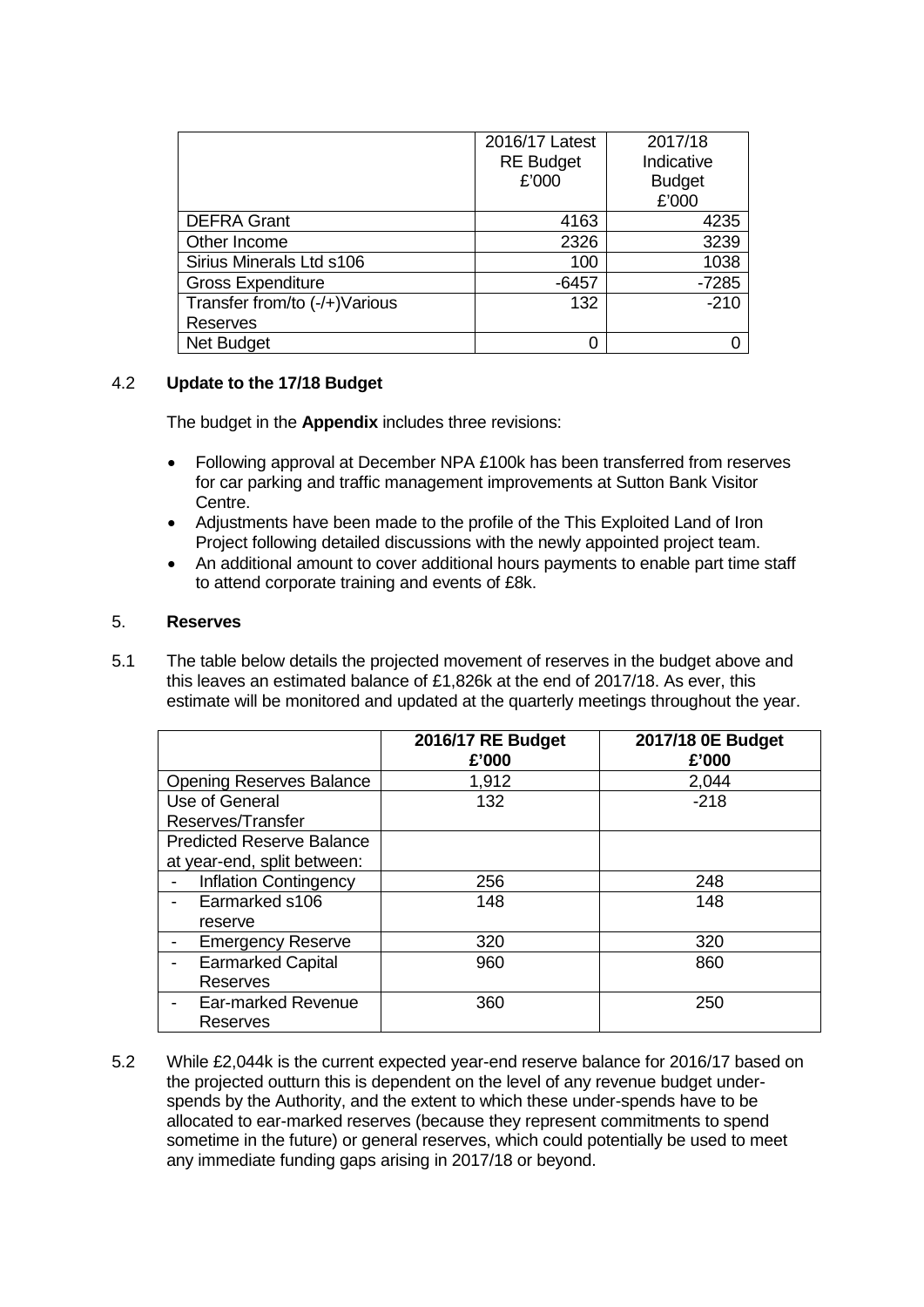| | 2016/17 Latest RE Budget £'000 | 2017/18 Indicative Budget £'000 |
|---|---|---|
| DEFRA Grant | 4163 | 4235 |
| Other Income | 2326 | 3239 |
| Sirius Minerals Ltd s106 | 100 | 1038 |
| Gross Expenditure | -6457 | -7285 |
| Transfer from/to (-/+)Various Reserves | 132 | -210 |
| Net Budget | 0 | 0 |

4.2 **Update to the 17/18 Budget**

The budget in the **Appendix** includes three revisions:

- Following approval at December NPA £100k has been transferred from reserves for car parking and traffic management improvements at Sutton Bank Visitor Centre.
- Adjustments have been made to the profile of the This Exploited Land of Iron Project following detailed discussions with the newly appointed project team.
- An additional amount to cover additional hours payments to enable part time staff to attend corporate training and events of £8k.

5. **Reserves**

5.1 The table below details the projected movement of reserves in the budget above and this leaves an estimated balance of £1,826k at the end of 2017/18. As ever, this estimate will be monitored and updated at the quarterly meetings throughout the year.

| | **2016/17 RE Budget £'000** | **2017/18 0E Budget £'000** |
|---|---|---|
| Opening Reserves Balance | 1,912 | 2,044 |
| Use of General Reserves/Transfer | 132 | -218 |
| Predicted Reserve Balance at year-end, split between: | | |
| - Inflation Contingency | 256 | 248 |
| - Earmarked s106 reserve | 148 | 148 |
| - Emergency Reserve | 320 | 320 |
| - Earmarked Capital Reserves | 960 | 860 |
| - Ear-marked Revenue Reserves | 360 | 250 |

5.2 While £2,044k is the current expected year-end reserve balance for 2016/17 based on the projected outturn this is dependent on the level of any revenue budget under-spends by the Authority, and the extent to which these under-spends have to be allocated to ear-marked reserves (because they represent commitments to spend sometime in the future) or general reserves, which could potentially be used to meet any immediate funding gaps arising in 2017/18 or beyond.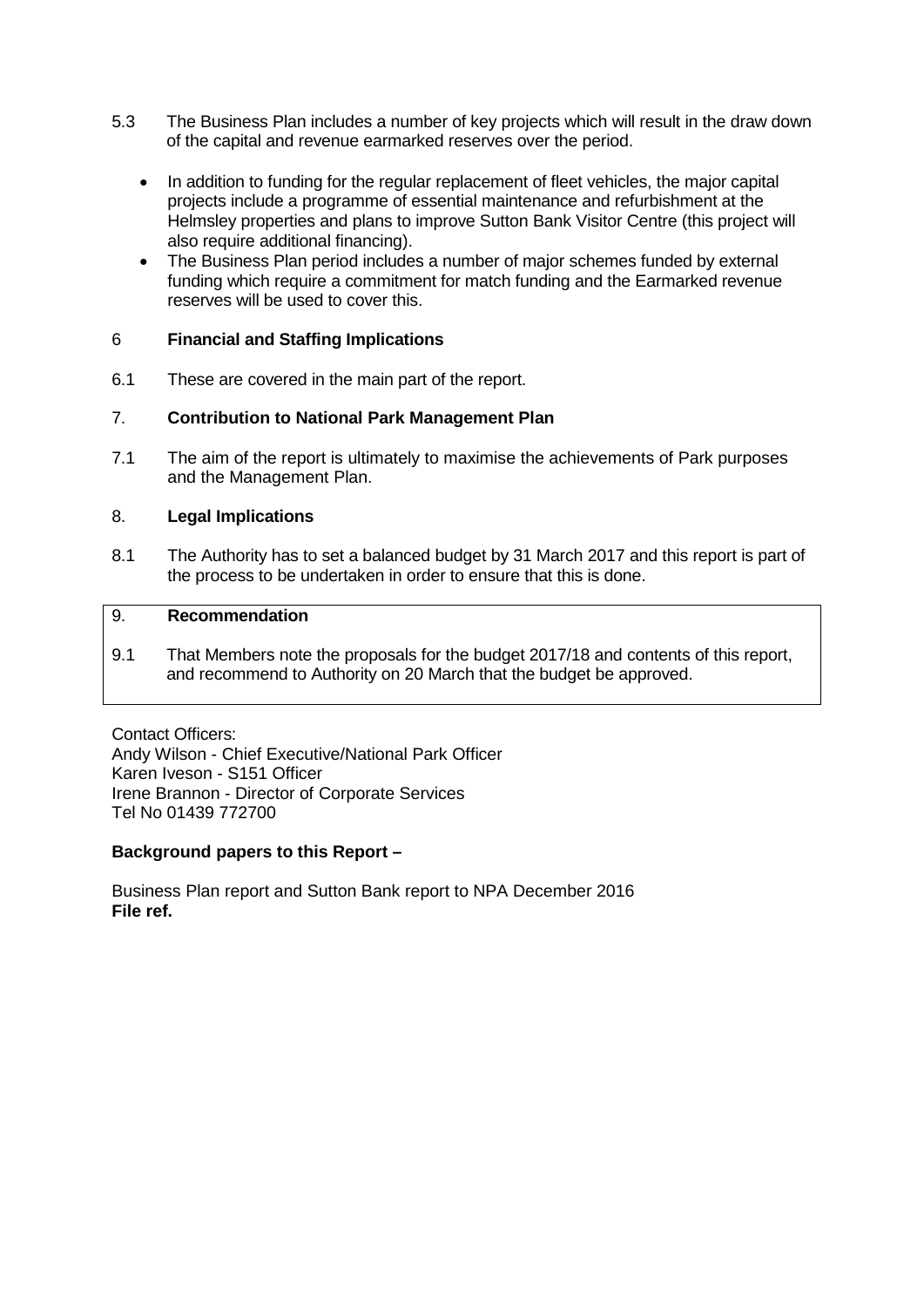5.3 The Business Plan includes a number of key projects which will result in the draw down of the capital and revenue earmarked reserves over the period.

- In addition to funding for the regular replacement of fleet vehicles, the major capital projects include a programme of essential maintenance and refurbishment at the Helmsley properties and plans to improve Sutton Bank Visitor Centre (this project will also require additional financing).
- The Business Plan period includes a number of major schemes funded by external funding which require a commitment for match funding and the Earmarked revenue reserves will be used to cover this.

## 6 Financial and Staffing Implications

6.1 These are covered in the main part of the report.

## 7. Contribution to National Park Management Plan

7.1 The aim of the report is ultimately to maximise the achievements of Park purposes and the Management Plan.

## 8. Legal Implications

8.1 The Authority has to set a balanced budget by 31 March 2017 and this report is part of the process to be undertaken in order to ensure that this is done.

## 9. Recommendation

9.1 That Members note the proposals for the budget 2017/18 and contents of this report, and recommend to Authority on 20 March that the budget be approved.

Contact Officers:
Andy Wilson - Chief Executive/National Park Officer
Karen Iveson - S151 Officer
Irene Brannon - Director of Corporate Services
Tel No 01439 772700

**Background papers to this Report –**

Business Plan report and Sutton Bank report to NPA December 2016
**File ref.**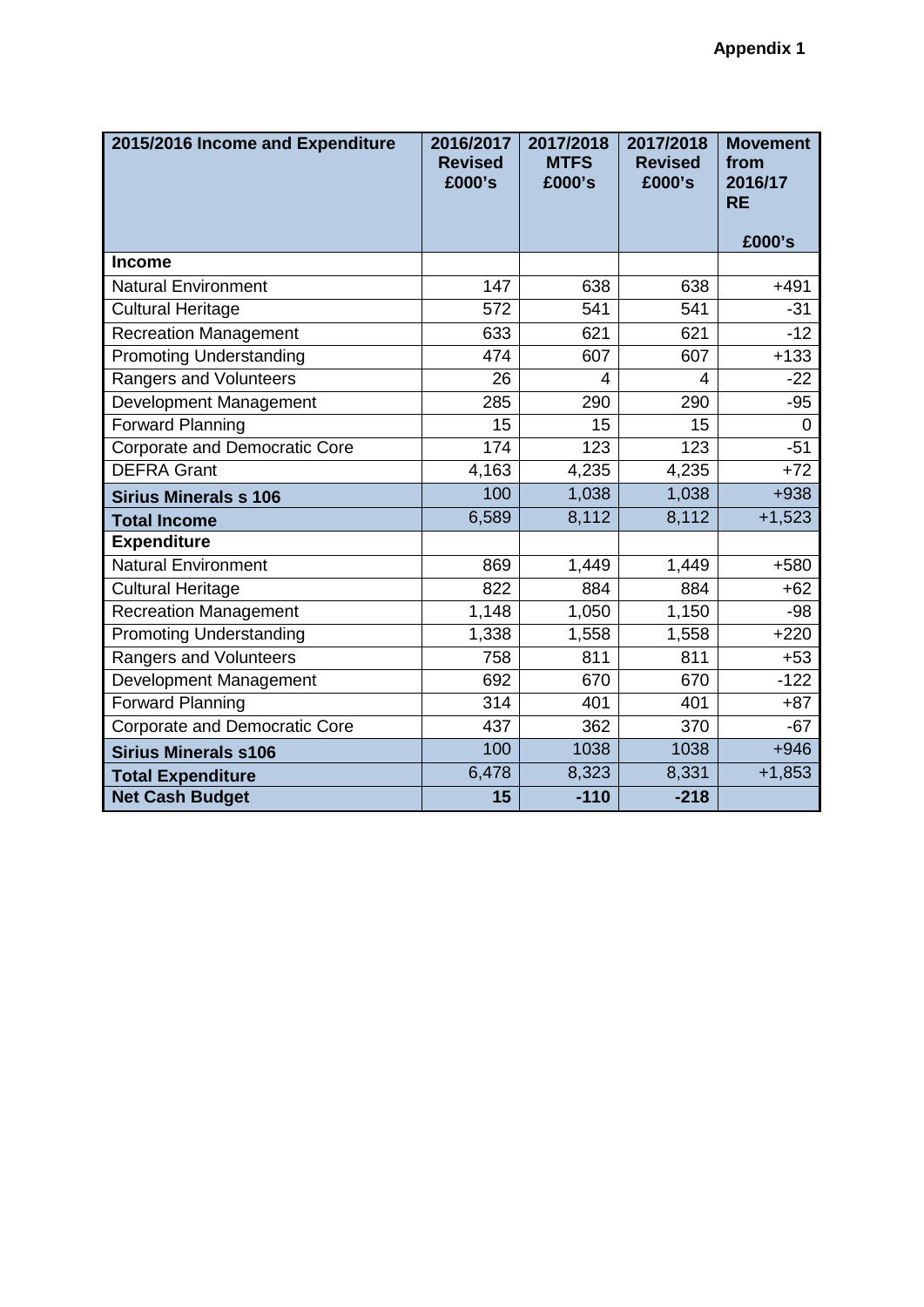**Appendix 1**

| 2015/2016 Income and Expenditure | 2016/2017 Revised £000's | 2017/2018 MTFS £000's | 2017/2018 Revised £000's | Movement from 2016/17 RE £000's |
|---|---|---|---|---|
| **Income** | | | | |
| Natural Environment | 147 | 638 | 638 | +491 |
| Cultural Heritage | 572 | 541 | 541 | -31 |
| Recreation Management | 633 | 621 | 621 | -12 |
| Promoting Understanding | 474 | 607 | 607 | +133 |
| Rangers and Volunteers | 26 | 4 | 4 | -22 |
| Development Management | 285 | 290 | 290 | -95 |
| Forward Planning | 15 | 15 | 15 | 0 |
| Corporate and Democratic Core | 174 | 123 | 123 | -51 |
| DEFRA Grant | 4,163 | 4,235 | 4,235 | +72 |
| **Sirius Minerals s 106** | 100 | 1,038 | 1,038 | +938 |
| **Total Income** | 6,589 | 8,112 | 8,112 | +1,523 |
| **Expenditure** | | | | |
| Natural Environment | 869 | 1,449 | 1,449 | +580 |
| Cultural Heritage | 822 | 884 | 884 | +62 |
| Recreation Management | 1,148 | 1,050 | 1,150 | -98 |
| Promoting Understanding | 1,338 | 1,558 | 1,558 | +220 |
| Rangers and Volunteers | 758 | 811 | 811 | +53 |
| Development Management | 692 | 670 | 670 | -122 |
| Forward Planning | 314 | 401 | 401 | +87 |
| Corporate and Democratic Core | 437 | 362 | 370 | -67 |
| **Sirius Minerals s106** | 100 | 1038 | 1038 | +946 |
| **Total Expenditure** | 6,478 | 8,323 | 8,331 | +1,853 |
| **Net Cash Budget** | **15** | **-110** | **-218** | |